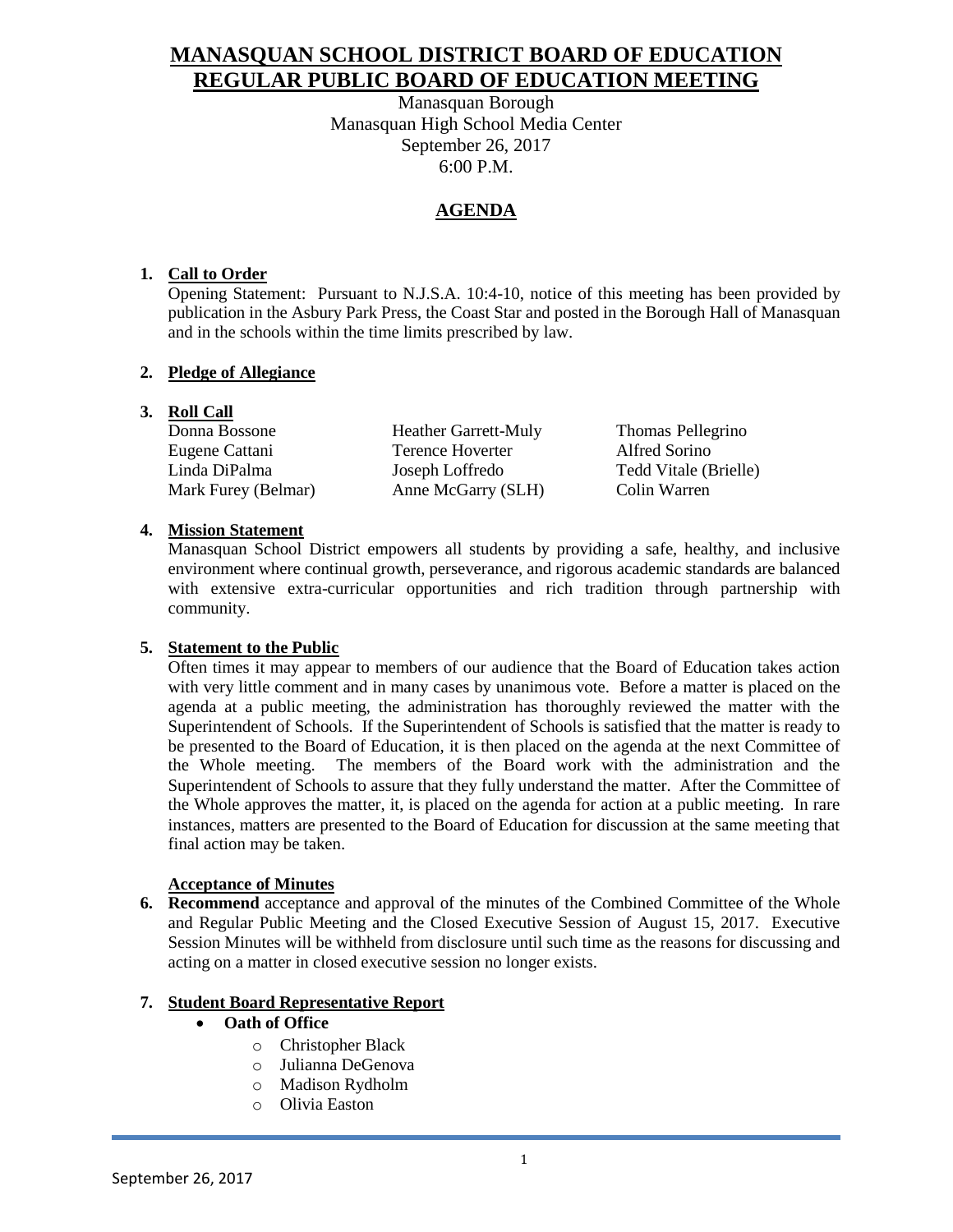# MANASQUAN SCHOOL DISTRICT BOARD OF EDUCATION
# REGULAR PUBLIC BOARD OF EDUCATION MEETING

Manasquan Borough
Manasquan High School Media Center
September 26, 2017
6:00 P.M.

## AGENDA

1. **Call to Order**
   Opening Statement: Pursuant to N.J.S.A. 10:4-10, notice of this meeting has been provided by publication in the Asbury Park Press, the Coast Star and posted in the Borough Hall of Manasquan and in the schools within the time limits prescribed by law.

2. **Pledge of Allegiance**

3. **Roll Call**

| | | |
|---|---|---|
| Donna Bossone | Heather Garrett-Muly | Thomas Pellegrino |
| Eugene Cattani | Terence Hoverter | Alfred Sorino |
| Linda DiPalma | Joseph Loffredo | Tedd Vitale (Brielle) |
| Mark Furey (Belmar) | Anne McGarry (SLH) | Colin Warren |

4. **Mission Statement**
   Manasquan School District empowers all students by providing a safe, healthy, and inclusive environment where continual growth, perseverance, and rigorous academic standards are balanced with extensive extra-curricular opportunities and rich tradition through partnership with community.

5. **Statement to the Public**
   Often times it may appear to members of our audience that the Board of Education takes action with very little comment and in many cases by unanimous vote. Before a matter is placed on the agenda at a public meeting, the administration has thoroughly reviewed the matter with the Superintendent of Schools. If the Superintendent of Schools is satisfied that the matter is ready to be presented to the Board of Education, it is then placed on the agenda at the next Committee of the Whole meeting. The members of the Board work with the administration and the Superintendent of Schools to assure that they fully understand the matter. After the Committee of the Whole approves the matter, it, is placed on the agenda for action at a public meeting. In rare instances, matters are presented to the Board of Education for discussion at the same meeting that final action may be taken.

   **Acceptance of Minutes**

6. **Recommend** acceptance and approval of the minutes of the Combined Committee of the Whole and Regular Public Meeting and the Closed Executive Session of August 15, 2017. Executive Session Minutes will be withheld from disclosure until such time as the reasons for discussing and acting on a matter in closed executive session no longer exists.

7. **Student Board Representative Report**
   - **Oath of Office**
     - Christopher Black
     - Julianna DeGenova
     - Madison Rydholm
     - Olivia Easton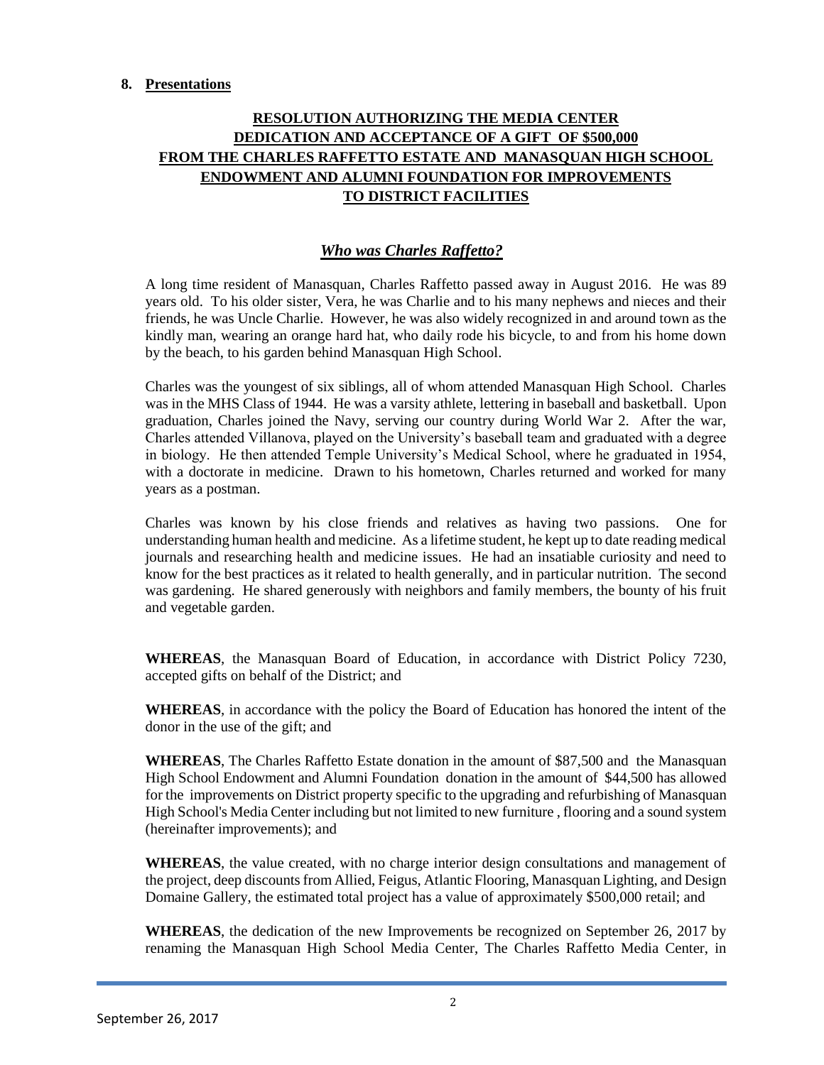**8. Presentations**

## RESOLUTION AUTHORIZING THE MEDIA CENTER DEDICATION AND ACCEPTANCE OF A GIFT OF $500,000 FROM THE CHARLES RAFFETTO ESTATE AND MANASQUAN HIGH SCHOOL ENDOWMENT AND ALUMNI FOUNDATION FOR IMPROVEMENTS TO DISTRICT FACILITIES

### *Who was Charles Raffetto?*

A long time resident of Manasquan, Charles Raffetto passed away in August 2016. He was 89 years old. To his older sister, Vera, he was Charlie and to his many nephews and nieces and their friends, he was Uncle Charlie. However, he was also widely recognized in and around town as the kindly man, wearing an orange hard hat, who daily rode his bicycle, to and from his home down by the beach, to his garden behind Manasquan High School.

Charles was the youngest of six siblings, all of whom attended Manasquan High School. Charles was in the MHS Class of 1944. He was a varsity athlete, lettering in baseball and basketball. Upon graduation, Charles joined the Navy, serving our country during World War 2. After the war, Charles attended Villanova, played on the University's baseball team and graduated with a degree in biology. He then attended Temple University's Medical School, where he graduated in 1954, with a doctorate in medicine. Drawn to his hometown, Charles returned and worked for many years as a postman.

Charles was known by his close friends and relatives as having two passions. One for understanding human health and medicine. As a lifetime student, he kept up to date reading medical journals and researching health and medicine issues. He had an insatiable curiosity and need to know for the best practices as it related to health generally, and in particular nutrition. The second was gardening. He shared generously with neighbors and family members, the bounty of his fruit and vegetable garden.

**WHEREAS**, the Manasquan Board of Education, in accordance with District Policy 7230, accepted gifts on behalf of the District; and

**WHEREAS**, in accordance with the policy the Board of Education has honored the intent of the donor in the use of the gift; and

**WHEREAS**, The Charles Raffetto Estate donation in the amount of $87,500 and the Manasquan High School Endowment and Alumni Foundation donation in the amount of $44,500 has allowed for the improvements on District property specific to the upgrading and refurbishing of Manasquan High School's Media Center including but not limited to new furniture , flooring and a sound system (hereinafter improvements); and

**WHEREAS**, the value created, with no charge interior design consultations and management of the project, deep discounts from Allied, Feigus, Atlantic Flooring, Manasquan Lighting, and Design Domaine Gallery, the estimated total project has a value of approximately $500,000 retail; and

**WHEREAS**, the dedication of the new Improvements be recognized on September 26, 2017 by renaming the Manasquan High School Media Center, The Charles Raffetto Media Center, in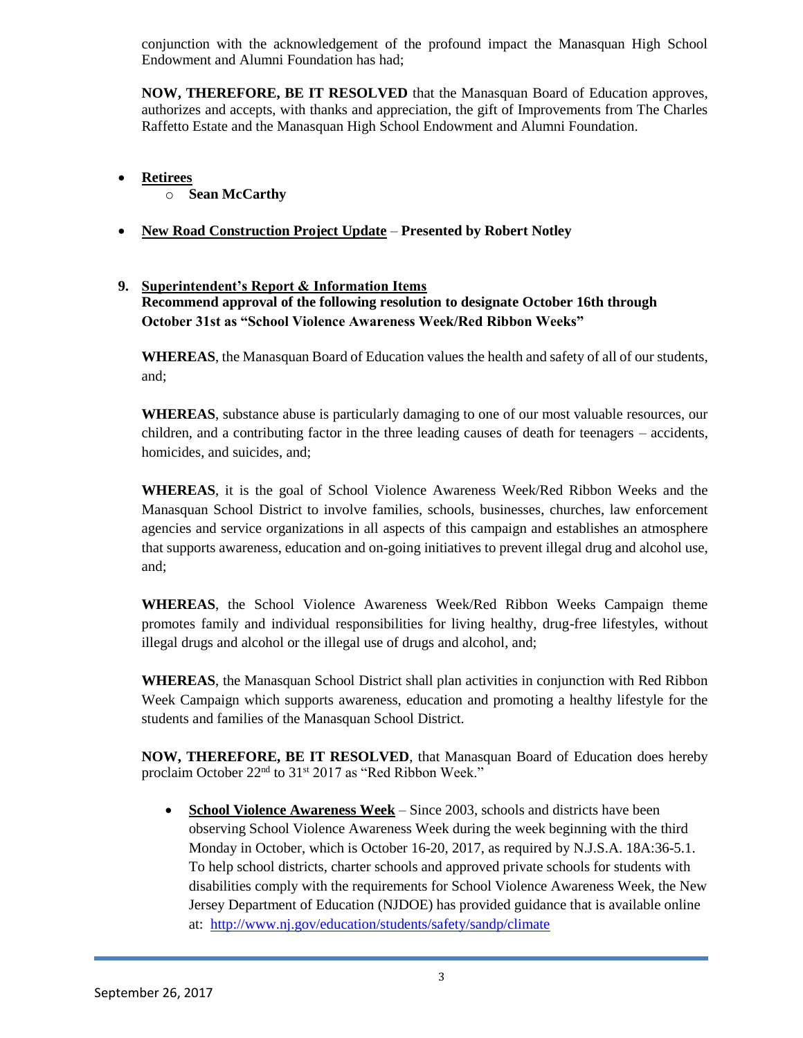conjunction with the acknowledgement of the profound impact the Manasquan High School Endowment and Alumni Foundation has had;

**NOW, THEREFORE, BE IT RESOLVED** that the Manasquan Board of Education approves, authorizes and accepts, with thanks and appreciation, the gift of Improvements from The Charles Raffetto Estate and the Manasquan High School Endowment and Alumni Foundation.

- **Retirees**
  - **Sean McCarthy**

- **New Road Construction Project Update** – **Presented by Robert Notley**

**9. Superintendent's Report & Information Items**
**Recommend approval of the following resolution to designate October 16th through October 31st as "School Violence Awareness Week/Red Ribbon Weeks"**

**WHEREAS**, the Manasquan Board of Education values the health and safety of all of our students, and;

**WHEREAS**, substance abuse is particularly damaging to one of our most valuable resources, our children, and a contributing factor in the three leading causes of death for teenagers – accidents, homicides, and suicides, and;

**WHEREAS**, it is the goal of School Violence Awareness Week/Red Ribbon Weeks and the Manasquan School District to involve families, schools, businesses, churches, law enforcement agencies and service organizations in all aspects of this campaign and establishes an atmosphere that supports awareness, education and on-going initiatives to prevent illegal drug and alcohol use, and;

**WHEREAS**, the School Violence Awareness Week/Red Ribbon Weeks Campaign theme promotes family and individual responsibilities for living healthy, drug-free lifestyles, without illegal drugs and alcohol or the illegal use of drugs and alcohol, and;

**WHEREAS**, the Manasquan School District shall plan activities in conjunction with Red Ribbon Week Campaign which supports awareness, education and promoting a healthy lifestyle for the students and families of the Manasquan School District.

**NOW, THEREFORE, BE IT RESOLVED**, that Manasquan Board of Education does hereby proclaim October 22nd to 31st 2017 as "Red Ribbon Week."

- **School Violence Awareness Week** – Since 2003, schools and districts have been observing School Violence Awareness Week during the week beginning with the third Monday in October, which is October 16-20, 2017, as required by N.J.S.A. 18A:36-5.1. To help school districts, charter schools and approved private schools for students with disabilities comply with the requirements for School Violence Awareness Week, the New Jersey Department of Education (NJDOE) has provided guidance that is available online at: http://www.nj.gov/education/students/safety/sandp/climate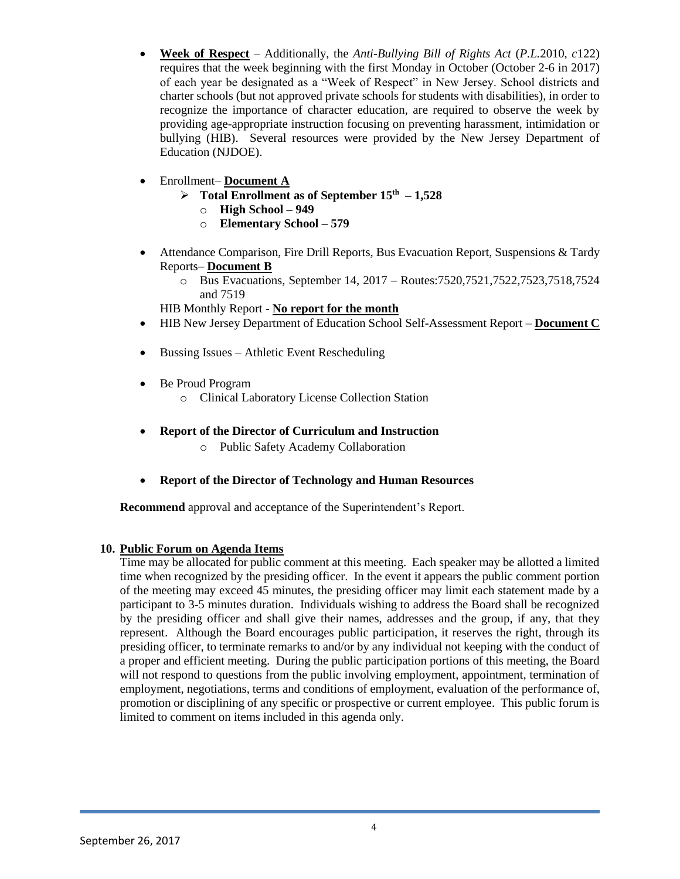- **Week of Respect** – Additionally, the *Anti-Bullying Bill of Rights Act* (*P.L.*2010, *c*122) requires that the week beginning with the first Monday in October (October 2-6 in 2017) of each year be designated as a "Week of Respect" in New Jersey. School districts and charter schools (but not approved private schools for students with disabilities), in order to recognize the importance of character education, are required to observe the week by providing age-appropriate instruction focusing on preventing harassment, intimidation or bullying (HIB). Several resources were provided by the New Jersey Department of Education (NJDOE).

- Enrollment– **Document A**
  - **Total Enrollment as of September 15th – 1,528**
    - **High School – 949**
    - **Elementary School – 579**

- Attendance Comparison, Fire Drill Reports, Bus Evacuation Report, Suspensions & Tardy Reports– **Document B**
  - Bus Evacuations, September 14, 2017 – Routes:7520,7521,7522,7523,7518,7524 and 7519

  HIB Monthly Report - **No report for the month**
- HIB New Jersey Department of Education School Self-Assessment Report – **Document C**

- Bussing Issues – Athletic Event Rescheduling

- Be Proud Program
  - Clinical Laboratory License Collection Station

- **Report of the Director of Curriculum and Instruction**
  - Public Safety Academy Collaboration

- **Report of the Director of Technology and Human Resources**

**Recommend** approval and acceptance of the Superintendent's Report.

## 10. Public Forum on Agenda Items

Time may be allocated for public comment at this meeting. Each speaker may be allotted a limited time when recognized by the presiding officer. In the event it appears the public comment portion of the meeting may exceed 45 minutes, the presiding officer may limit each statement made by a participant to 3-5 minutes duration. Individuals wishing to address the Board shall be recognized by the presiding officer and shall give their names, addresses and the group, if any, that they represent. Although the Board encourages public participation, it reserves the right, through its presiding officer, to terminate remarks to and/or by any individual not keeping with the conduct of a proper and efficient meeting. During the public participation portions of this meeting, the Board will not respond to questions from the public involving employment, appointment, termination of employment, negotiations, terms and conditions of employment, evaluation of the performance of, promotion or disciplining of any specific or prospective or current employee. This public forum is limited to comment on items included in this agenda only.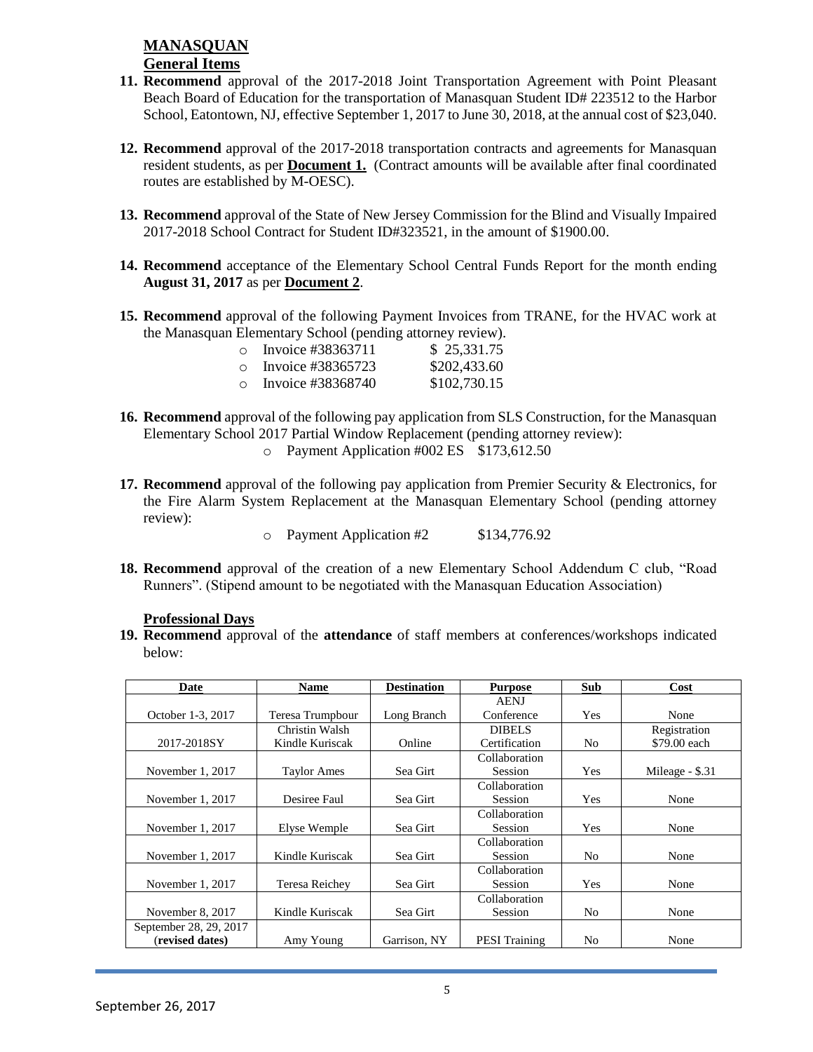**MANASQUAN**

**General Items**

11. **Recommend** approval of the 2017-2018 Joint Transportation Agreement with Point Pleasant Beach Board of Education for the transportation of Manasquan Student ID# 223512 to the Harbor School, Eatontown, NJ, effective September 1, 2017 to June 30, 2018, at the annual cost of $23,040.

12. **Recommend** approval of the 2017-2018 transportation contracts and agreements for Manasquan resident students, as per **Document 1.** (Contract amounts will be available after final coordinated routes are established by M-OESC).

13. **Recommend** approval of the State of New Jersey Commission for the Blind and Visually Impaired 2017-2018 School Contract for Student ID#323521, in the amount of $1900.00.

14. **Recommend** acceptance of the Elementary School Central Funds Report for the month ending **August 31, 2017** as per **Document 2**.

15. **Recommend** approval of the following Payment Invoices from TRANE, for the HVAC work at the Manasquan Elementary School (pending attorney review).
    - Invoice #38363711 $ 25,331.75
    - Invoice #38365723 $202,433.60
    - Invoice #38368740 $102,730.15

16. **Recommend** approval of the following pay application from SLS Construction, for the Manasquan Elementary School 2017 Partial Window Replacement (pending attorney review):
    - Payment Application #002 ES $173,612.50

17. **Recommend** approval of the following pay application from Premier Security & Electronics, for the Fire Alarm System Replacement at the Manasquan Elementary School (pending attorney review):
    - Payment Application #2 $134,776.92

18. **Recommend** approval of the creation of a new Elementary School Addendum C club, "Road Runners". (Stipend amount to be negotiated with the Manasquan Education Association)

**Professional Days**

19. **Recommend** approval of the **attendance** of staff members at conferences/workshops indicated below:

| Date | Name | Destination | Purpose | Sub | Cost |
|---|---|---|---|---|---|
| October 1-3, 2017 | Teresa Trumpbour | Long Branch | AENJ Conference | Yes | None |
| 2017-2018SY | Christin Walsh<br>Kindle Kuriscak | Online | DIBELS Certification | No | Registration $79.00 each |
| November 1, 2017 | Taylor Ames | Sea Girt | Collaboration Session | Yes | Mileage - $.31 |
| November 1, 2017 | Desiree Faul | Sea Girt | Collaboration Session | Yes | None |
| November 1, 2017 | Elyse Wemple | Sea Girt | Collaboration Session | Yes | None |
| November 1, 2017 | Kindle Kuriscak | Sea Girt | Collaboration Session | No | None |
| November 1, 2017 | Teresa Reichey | Sea Girt | Collaboration Session | Yes | None |
| November 8, 2017 | Kindle Kuriscak | Sea Girt | Collaboration Session | No | None |
| September 28, 29, 2017 (**revised dates**) | Amy Young | Garrison, NY | PESI Training | No | None |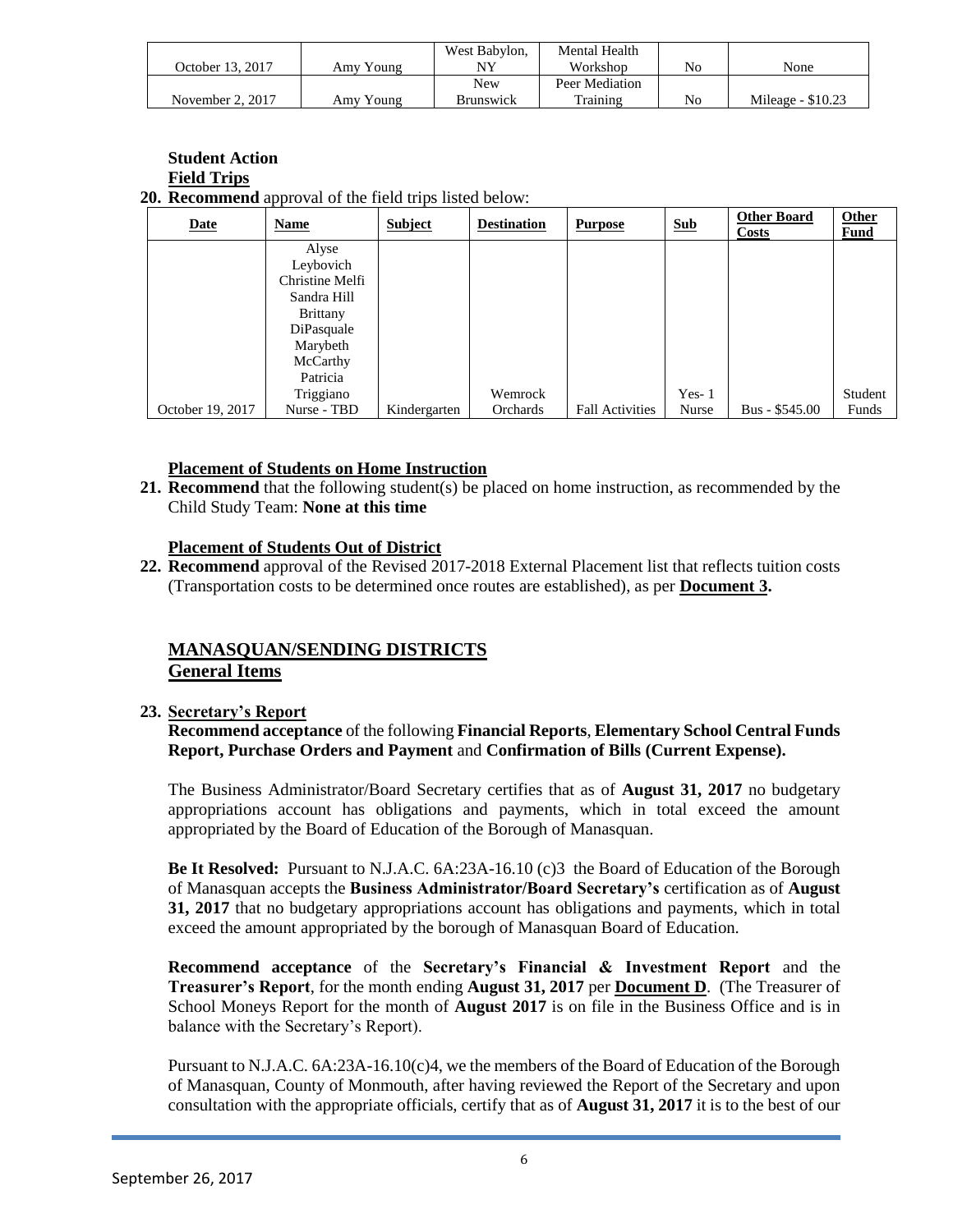| | | | | | |
|---|---|---|---|---|---|
| October 13, 2017 | Amy Young | West Babylon, NY | Mental Health Workshop | No | None |
| November 2, 2017 | Amy Young | New Brunswick | Peer Mediation Training | No | Mileage - $10.23 |

**Student Action**

**Field Trips**

**20. Recommend** approval of the field trips listed below:

| Date | Name | Subject | Destination | Purpose | Sub | Other Board Costs | Other Fund |
|---|---|---|---|---|---|---|---|
| October 19, 2017 | Alyse Leybovich Christine Melfi Sandra Hill Brittany DiPasquale Marybeth McCarthy Patricia Triggiano Nurse - TBD | Kindergarten | Wemrock Orchards | Fall Activities | Yes- 1 Nurse | Bus - $545.00 | Student Funds |

**Placement of Students on Home Instruction**

**21. Recommend** that the following student(s) be placed on home instruction, as recommended by the Child Study Team: **None at this time**

**Placement of Students Out of District**

**22. Recommend** approval of the Revised 2017-2018 External Placement list that reflects tuition costs (Transportation costs to be determined once routes are established), as per **Document 3.**

## MANASQUAN/SENDING DISTRICTS
## General Items

**23. Secretary's Report**

**Recommend acceptance** of the following **Financial Reports**, **Elementary School Central Funds Report, Purchase Orders and Payment** and **Confirmation of Bills (Current Expense).**

The Business Administrator/Board Secretary certifies that as of **August 31, 2017** no budgetary appropriations account has obligations and payments, which in total exceed the amount appropriated by the Board of Education of the Borough of Manasquan.

**Be It Resolved:** Pursuant to N.J.A.C. 6A:23A-16.10 (c)3 the Board of Education of the Borough of Manasquan accepts the **Business Administrator/Board Secretary's** certification as of **August 31, 2017** that no budgetary appropriations account has obligations and payments, which in total exceed the amount appropriated by the borough of Manasquan Board of Education.

**Recommend acceptance** of the **Secretary's Financial & Investment Report** and the **Treasurer's Report**, for the month ending **August 31, 2017** per **Document D**. (The Treasurer of School Moneys Report for the month of **August 2017** is on file in the Business Office and is in balance with the Secretary's Report).

Pursuant to N.J.A.C. 6A:23A-16.10(c)4, we the members of the Board of Education of the Borough of Manasquan, County of Monmouth, after having reviewed the Report of the Secretary and upon consultation with the appropriate officials, certify that as of **August 31, 2017** it is to the best of our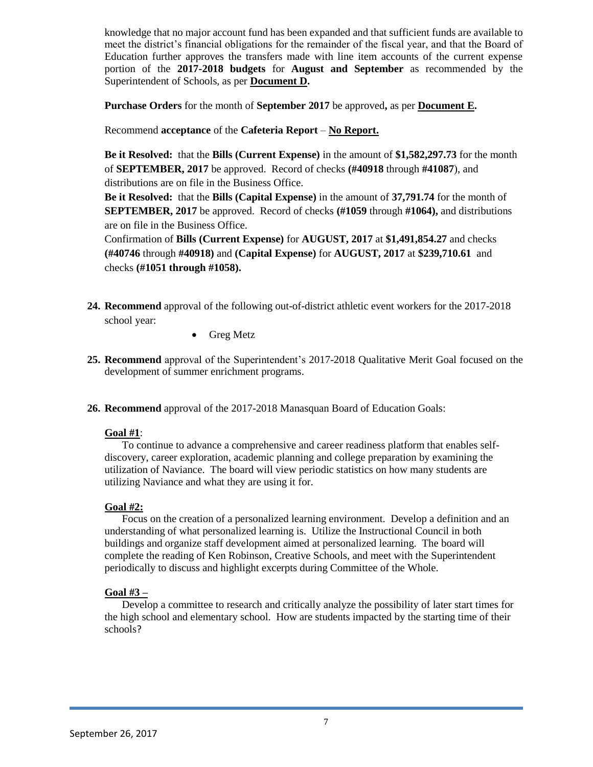knowledge that no major account fund has been expanded and that sufficient funds are available to meet the district's financial obligations for the remainder of the fiscal year, and that the Board of Education further approves the transfers made with line item accounts of the current expense portion of the **2017-2018 budgets** for **August and September** as recommended by the Superintendent of Schools, as per **Document D.**

**Purchase Orders** for the month of **September 2017** be approved**,** as per **Document E.**

Recommend **acceptance** of the **Cafeteria Report** – **No Report.**

**Be it Resolved:** that the **Bills (Current Expense)** in the amount of **$1,582,297.73** for the month of **SEPTEMBER, 2017** be approved. Record of checks **(#40918** through **#41087**), and distributions are on file in the Business Office.

**Be it Resolved:** that the **Bills (Capital Expense)** in the amount of **37,791.74** for the month of **SEPTEMBER, 2017** be approved. Record of checks **(#1059** through **#1064),** and distributions are on file in the Business Office.

Confirmation of **Bills (Current Expense)** for **AUGUST, 2017** at **$1,491,854.27** and checks **(#40746** through **#40918)** and **(Capital Expense)** for **AUGUST, 2017** at **$239,710.61** and checks **(#1051 through #1058).**

**24. Recommend** approval of the following out-of-district athletic event workers for the 2017-2018 school year:

- Greg Metz

**25. Recommend** approval of the Superintendent's 2017-2018 Qualitative Merit Goal focused on the development of summer enrichment programs.

**26. Recommend** approval of the 2017-2018 Manasquan Board of Education Goals:

**Goal #1**:

To continue to advance a comprehensive and career readiness platform that enables self-discovery, career exploration, academic planning and college preparation by examining the utilization of Naviance. The board will view periodic statistics on how many students are utilizing Naviance and what they are using it for.

**Goal #2:**

Focus on the creation of a personalized learning environment. Develop a definition and an understanding of what personalized learning is. Utilize the Instructional Council in both buildings and organize staff development aimed at personalized learning. The board will complete the reading of Ken Robinson, Creative Schools, and meet with the Superintendent periodically to discuss and highlight excerpts during Committee of the Whole.

**Goal #3 –**

Develop a committee to research and critically analyze the possibility of later start times for the high school and elementary school. How are students impacted by the starting time of their schools?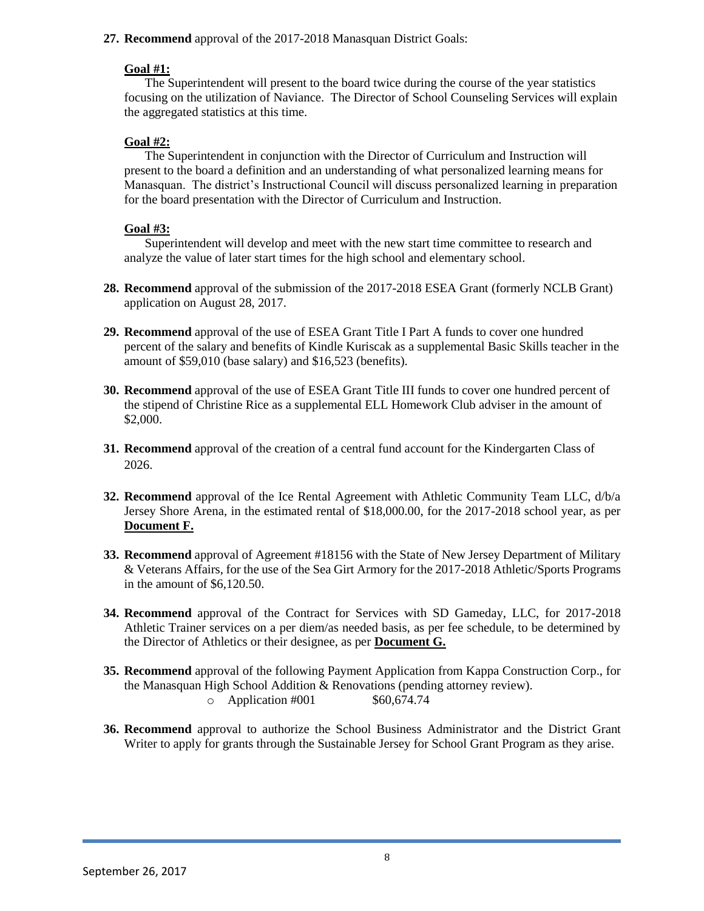27. **Recommend** approval of the 2017-2018 Manasquan District Goals:

    **<u>Goal #1:</u>**

    The Superintendent will present to the board twice during the course of the year statistics focusing on the utilization of Naviance. The Director of School Counseling Services will explain the aggregated statistics at this time.

    **<u>Goal #2:</u>**

    The Superintendent in conjunction with the Director of Curriculum and Instruction will present to the board a definition and an understanding of what personalized learning means for Manasquan. The district's Instructional Council will discuss personalized learning in preparation for the board presentation with the Director of Curriculum and Instruction.

    **<u>Goal #3:</u>**

    Superintendent will develop and meet with the new start time committee to research and analyze the value of later start times for the high school and elementary school.

28. **Recommend** approval of the submission of the 2017-2018 ESEA Grant (formerly NCLB Grant) application on August 28, 2017.

29. **Recommend** approval of the use of ESEA Grant Title I Part A funds to cover one hundred percent of the salary and benefits of Kindle Kuriscak as a supplemental Basic Skills teacher in the amount of $59,010 (base salary) and $16,523 (benefits).

30. **Recommend** approval of the use of ESEA Grant Title III funds to cover one hundred percent of the stipend of Christine Rice as a supplemental ELL Homework Club adviser in the amount of $2,000.

31. **Recommend** approval of the creation of a central fund account for the Kindergarten Class of 2026.

32. **Recommend** approval of the Ice Rental Agreement with Athletic Community Team LLC, d/b/a Jersey Shore Arena, in the estimated rental of $18,000.00, for the 2017-2018 school year, as per **<u>Document F.</u>**

33. **Recommend** approval of Agreement #18156 with the State of New Jersey Department of Military & Veterans Affairs, for the use of the Sea Girt Armory for the 2017-2018 Athletic/Sports Programs in the amount of $6,120.50.

34. **Recommend** approval of the Contract for Services with SD Gameday, LLC, for 2017-2018 Athletic Trainer services on a per diem/as needed basis, as per fee schedule, to be determined by the Director of Athletics or their designee, as per **<u>Document G.</u>**

35. **Recommend** approval of the following Payment Application from Kappa Construction Corp., for the Manasquan High School Addition & Renovations (pending attorney review).
    - Application #001 $60,674.74

36. **Recommend** approval to authorize the School Business Administrator and the District Grant Writer to apply for grants through the Sustainable Jersey for School Grant Program as they arise.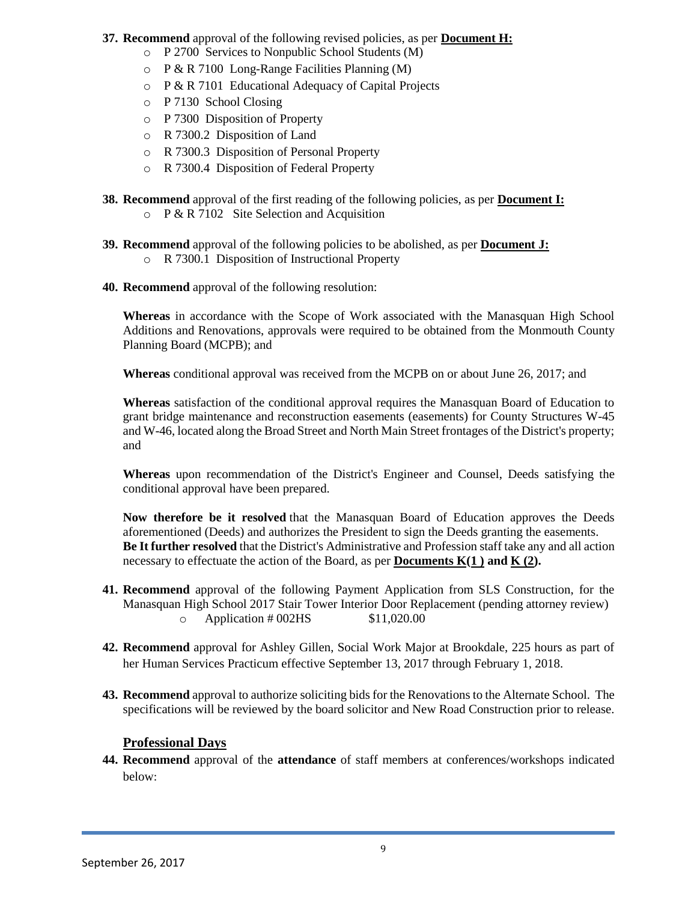37. **Recommend** approval of the following revised policies, as per **Document H:**
    - P 2700 Services to Nonpublic School Students (M)
    - P & R 7100 Long-Range Facilities Planning (M)
    - P & R 7101 Educational Adequacy of Capital Projects
    - P 7130 School Closing
    - P 7300 Disposition of Property
    - R 7300.2 Disposition of Land
    - R 7300.3 Disposition of Personal Property
    - R 7300.4 Disposition of Federal Property

38. **Recommend** approval of the first reading of the following policies, as per **Document I:**
    - P & R 7102 Site Selection and Acquisition

39. **Recommend** approval of the following policies to be abolished, as per **Document J:**
    - R 7300.1 Disposition of Instructional Property

40. **Recommend** approval of the following resolution:

    **Whereas** in accordance with the Scope of Work associated with the Manasquan High School Additions and Renovations, approvals were required to be obtained from the Monmouth County Planning Board (MCPB); and

    **Whereas** conditional approval was received from the MCPB on or about June 26, 2017; and

    **Whereas** satisfaction of the conditional approval requires the Manasquan Board of Education to grant bridge maintenance and reconstruction easements (easements) for County Structures W-45 and W-46, located along the Broad Street and North Main Street frontages of the District's property; and

    **Whereas** upon recommendation of the District's Engineer and Counsel, Deeds satisfying the conditional approval have been prepared.

    **Now therefore be it resolved** that the Manasquan Board of Education approves the Deeds aforementioned (Deeds) and authorizes the President to sign the Deeds granting the easements.
    **Be It further resolved** that the District's Administrative and Profession staff take any and all action necessary to effectuate the action of the Board, as per **Documents K(1 ) and K (2).**

41. **Recommend** approval of the following Payment Application from SLS Construction, for the Manasquan High School 2017 Stair Tower Interior Door Replacement (pending attorney review)
    - Application # 002HS $11,020.00

42. **Recommend** approval for Ashley Gillen, Social Work Major at Brookdale, 225 hours as part of her Human Services Practicum effective September 13, 2017 through February 1, 2018.

43. **Recommend** approval to authorize soliciting bids for the Renovations to the Alternate School. The specifications will be reviewed by the board solicitor and New Road Construction prior to release.

## Professional Days

44. **Recommend** approval of the **attendance** of staff members at conferences/workshops indicated below: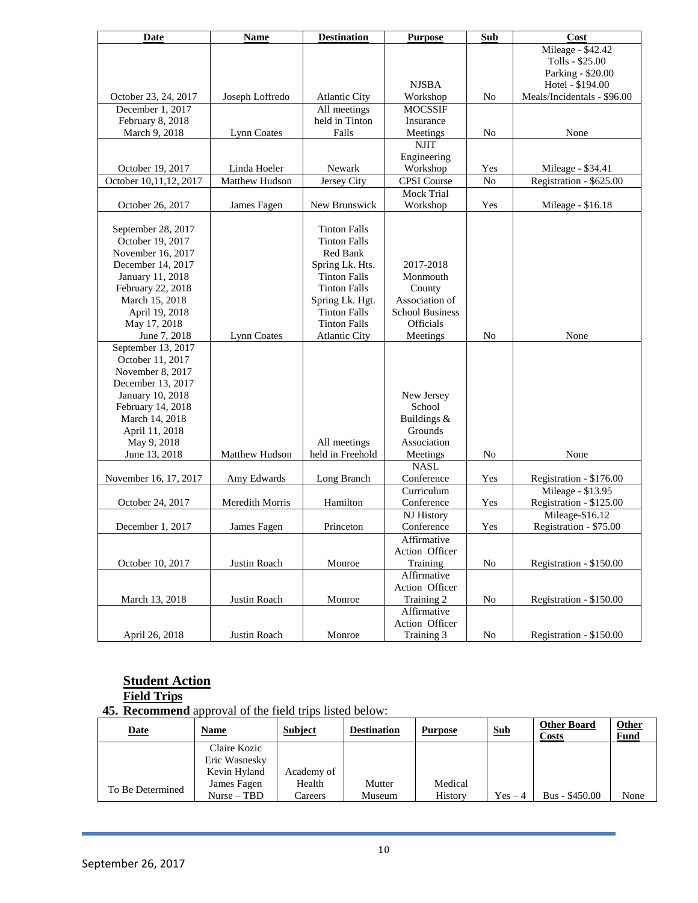| Date | Name | Destination | Purpose | Sub | Cost |
|---|---|---|---|---|---|
| October 23, 24, 2017 | Joseph Loffredo | Atlantic City | NJSBA Workshop | No | Mileage - $42.42<br>Tolls - $25.00<br>Parking - $20.00<br>Hotel - $194.00<br>Meals/Incidentals - $96.00 |
| December 1, 2017<br>February 8, 2018<br>March 9, 2018 | Lynn Coates | All meetings held in Tinton Falls | MOCSSIF Insurance Meetings | No | None |
| October 19, 2017 | Linda Hoeler | Newark | NJIT Engineering Workshop | Yes | Mileage - $34.41 |
| October 10,11,12, 2017 | Matthew Hudson | Jersey City | CPSI Course | No | Registration - $625.00 |
| October 26, 2017 | James Fagen | New Brunswick | Mock Trial Workshop | Yes | Mileage - $16.18 |
| September 28, 2017<br>October 19, 2017<br>November 16, 2017<br>December 14, 2017<br>January 11, 2018<br>February 22, 2018<br>March 15, 2018<br>April 19, 2018<br>May 17, 2018<br>June 7, 2018 | Lynn Coates | Tinton Falls<br>Tinton Falls<br>Red Bank<br>Spring Lk. Hts.<br>Tinton Falls<br>Tinton Falls<br>Spring Lk. Hgt.<br>Tinton Falls<br>Tinton Falls<br>Atlantic City | 2017-2018 Monmouth County Association of School Business Officials Meetings | No | None |
| September 13, 2017<br>October 11, 2017<br>November 8, 2017<br>December 13, 2017<br>January 10, 2018<br>February 14, 2018<br>March 14, 2018<br>April 11, 2018<br>May 9, 2018<br>June 13, 2018 | Matthew Hudson | All meetings held in Freehold | New Jersey School Buildings & Grounds Association Meetings | No | None |
| November 16, 17, 2017 | Amy Edwards | Long Branch | NASL Conference | Yes | Registration - $176.00 |
| October 24, 2017 | Meredith Morris | Hamilton | Curriculum Conference | Yes | Mileage - $13.95<br>Registration - $125.00 |
| December 1, 2017 | James Fagen | Princeton | NJ History Conference | Yes | Mileage-$16.12<br>Registration - $75.00 |
| October 10, 2017 | Justin Roach | Monroe | Affirmative Action Officer Training | No | Registration - $150.00 |
| March 13, 2018 | Justin Roach | Monroe | Affirmative Action Officer Training 2 | No | Registration - $150.00 |
| April 26, 2018 | Justin Roach | Monroe | Affirmative Action Officer Training 3 | No | Registration - $150.00 |

## Student Action

### Field Trips

**45. Recommend** approval of the field trips listed below:

| Date | Name | Subject | Destination | Purpose | Sub | Other Board Costs | Other Fund |
|---|---|---|---|---|---|---|---|
| To Be Determined | Claire Kozic<br>Eric Wasnesky<br>Kevin Hyland<br>James Fagen<br>Nurse – TBD | Academy of Health Careers | Mutter Museum | Medical History | Yes – 4 | Bus - $450.00 | None |

September 26, 2017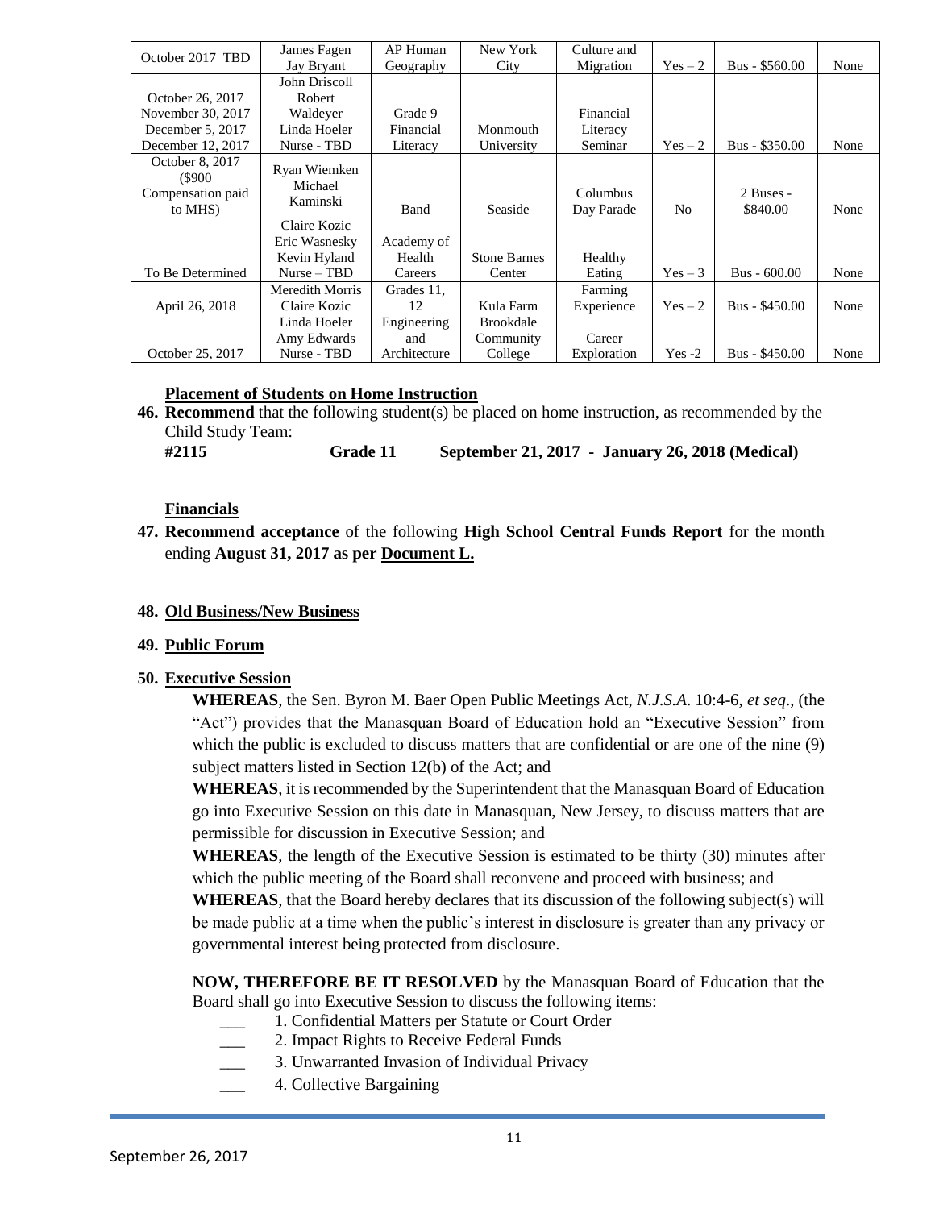| October 2017 TBD | James Fagen Jay Bryant | AP Human Geography | New York City | Culture and Migration | Yes – 2 | Bus - $560.00 | None |
|---|---|---|---|---|---|---|---|
| October 26, 2017 November 30, 2017 December 5, 2017 December 12, 2017 | John Driscoll Robert Waldeyer Linda Hoeler Nurse - TBD | Grade 9 Financial Literacy | Monmouth University | Financial Literacy Seminar | Yes – 2 | Bus - $350.00 | None |
| October 8, 2017 ($900 Compensation paid to MHS) | Ryan Wiemken Michael Kaminski | Band | Seaside | Columbus Day Parade | No | 2 Buses - $840.00 | None |
| To Be Determined | Claire Kozic Eric Wasnesky Kevin Hyland Nurse – TBD | Academy of Health Careers | Stone Barnes Center | Healthy Eating | Yes – 3 | Bus - 600.00 | None |
| April 26, 2018 | Meredith Morris Claire Kozic | Grades 11, 12 | Kula Farm | Farming Experience | Yes – 2 | Bus - $450.00 | None |
| October 25, 2017 | Linda Hoeler Amy Edwards Nurse - TBD | Engineering and Architecture | Brookdale Community College | Career Exploration | Yes -2 | Bus - $450.00 | None |

**Placement of Students on Home Instruction**

**46. Recommend** that the following student(s) be placed on home instruction, as recommended by the Child Study Team:

**#2115 Grade 11 September 21, 2017 - January 26, 2018 (Medical)**

**Financials**

**47. Recommend acceptance** of the following **High School Central Funds Report** for the month ending **August 31, 2017 as per Document L.**

**48. Old Business/New Business**

**49. Public Forum**

**50. Executive Session**

**WHEREAS**, the Sen. Byron M. Baer Open Public Meetings Act, *N.J.S.A.* 10:4-6, *et seq*., (the "Act") provides that the Manasquan Board of Education hold an "Executive Session" from which the public is excluded to discuss matters that are confidential or are one of the nine (9) subject matters listed in Section 12(b) of the Act; and

**WHEREAS**, it is recommended by the Superintendent that the Manasquan Board of Education go into Executive Session on this date in Manasquan, New Jersey, to discuss matters that are permissible for discussion in Executive Session; and

**WHEREAS**, the length of the Executive Session is estimated to be thirty (30) minutes after which the public meeting of the Board shall reconvene and proceed with business; and

**WHEREAS**, that the Board hereby declares that its discussion of the following subject(s) will be made public at a time when the public's interest in disclosure is greater than any privacy or governmental interest being protected from disclosure.

**NOW, THEREFORE BE IT RESOLVED** by the Manasquan Board of Education that the Board shall go into Executive Session to discuss the following items:

___ 1. Confidential Matters per Statute or Court Order

___ 2. Impact Rights to Receive Federal Funds

___ 3. Unwarranted Invasion of Individual Privacy

___ 4. Collective Bargaining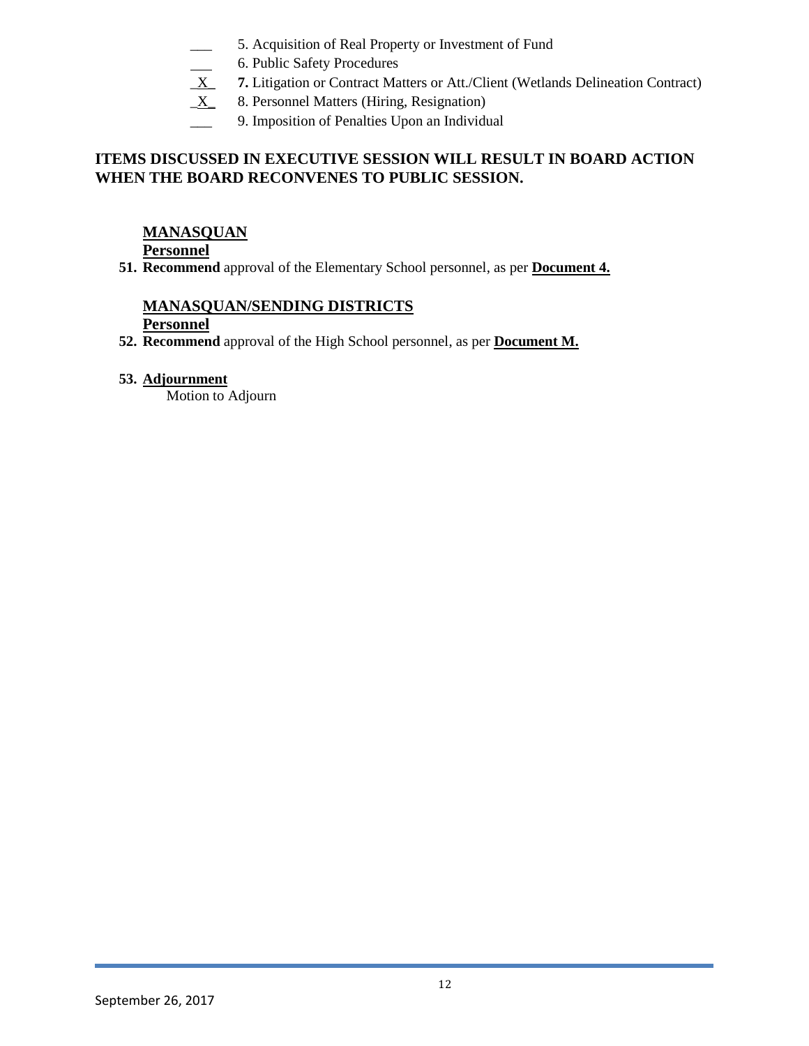\_\_\_ 5. Acquisition of Real Property or Investment of Fund
\_\_\_ 6. Public Safety Procedures
_X_ **7.** Litigation or Contract Matters or Att./Client (Wetlands Delineation Contract)
_X_ 8. Personnel Matters (Hiring, Resignation)
\_\_\_ 9. Imposition of Penalties Upon an Individual

**ITEMS DISCUSSED IN EXECUTIVE SESSION WILL RESULT IN BOARD ACTION WHEN THE BOARD RECONVENES TO PUBLIC SESSION.**

**MANASQUAN**
**Personnel**

51. **Recommend** approval of the Elementary School personnel, as per **Document 4.**

**MANASQUAN/SENDING DISTRICTS**
**Personnel**

52. **Recommend** approval of the High School personnel, as per **Document M.**

53. **Adjournment**
Motion to Adjourn